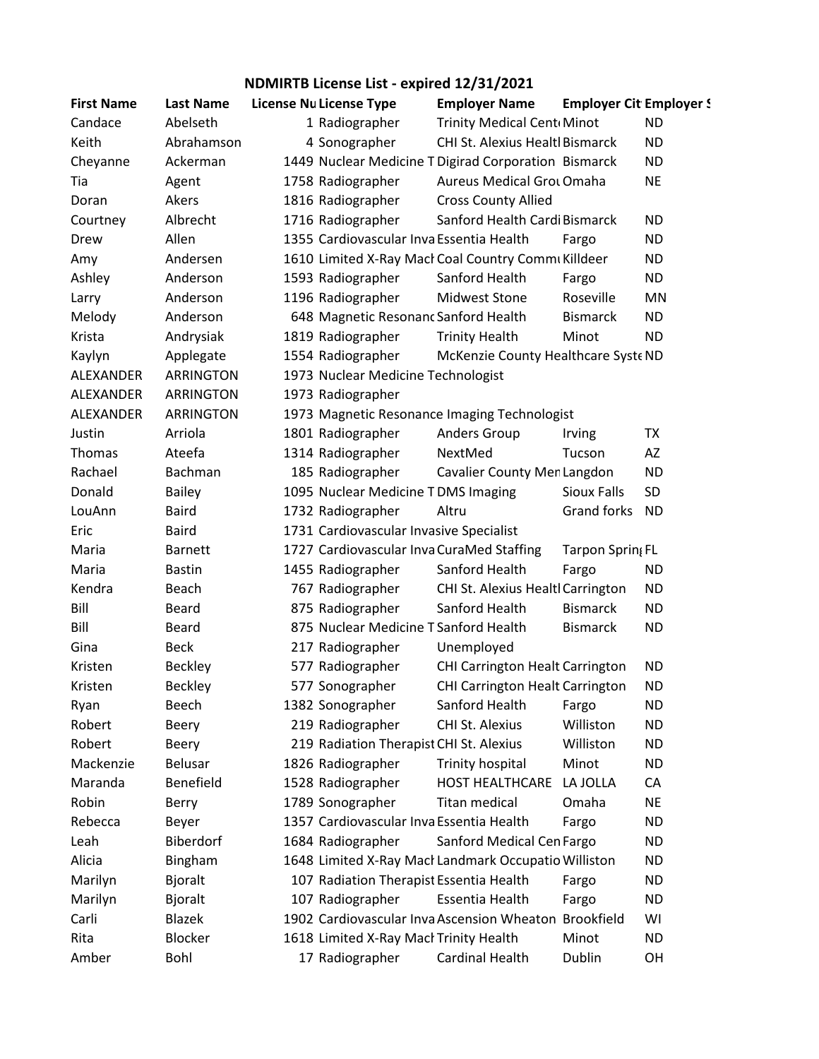# NDMIRTB License List - expired 12/31/2021

| First Name | Last Name | License Nu | License Type | Employer Name | Employer Cit | Employer S |
|---|---|---|---|---|---|---|
| Candace | Abelseth | 1 | Radiographer | Trinity Medical Cent | Minot | ND |
| Keith | Abrahamson | 4 | Sonographer | CHI St. Alexius Healtl | Bismarck | ND |
| Cheyanne | Ackerman | 1449 | Nuclear Medicine T | Digirad Corporation | Bismarck | ND |
| Tia | Agent | 1758 | Radiographer | Aureus Medical Grou | Omaha | NE |
| Doran | Akers | 1816 | Radiographer | Cross County Allied | | |
| Courtney | Albrecht | 1716 | Radiographer | Sanford Health Cardi | Bismarck | ND |
| Drew | Allen | 1355 | Cardiovascular Inva | Essentia Health | Fargo | ND |
| Amy | Andersen | 1610 | Limited X-Ray Mach | Coal Country Commu | Killdeer | ND |
| Ashley | Anderson | 1593 | Radiographer | Sanford Health | Fargo | ND |
| Larry | Anderson | 1196 | Radiographer | Midwest Stone | Roseville | MN |
| Melody | Anderson | 648 | Magnetic Resonanc | Sanford Health | Bismarck | ND |
| Krista | Andrysiak | 1819 | Radiographer | Trinity Health | Minot | ND |
| Kaylyn | Applegate | 1554 | Radiographer | McKenzie County Healthcare Syste | | ND |
| ALEXANDER | ARRINGTON | 1973 | Nuclear Medicine Technologist | | | |
| ALEXANDER | ARRINGTON | 1973 | Radiographer | | | |
| ALEXANDER | ARRINGTON | 1973 | Magnetic Resonance Imaging Technologist | | | |
| Justin | Arriola | 1801 | Radiographer | Anders Group | Irving | TX |
| Thomas | Ateefa | 1314 | Radiographer | NextMed | Tucson | AZ |
| Rachael | Bachman | 185 | Radiographer | Cavalier County Men | Langdon | ND |
| Donald | Bailey | 1095 | Nuclear Medicine T | DMS Imaging | Sioux Falls | SD |
| LouAnn | Baird | 1732 | Radiographer | Altru | Grand forks | ND |
| Eric | Baird | 1731 | Cardiovascular Invasive Specialist | | | |
| Maria | Barnett | 1727 | Cardiovascular Inva | CuraMed Staffing | Tarpon Spring | FL |
| Maria | Bastin | 1455 | Radiographer | Sanford Health | Fargo | ND |
| Kendra | Beach | 767 | Radiographer | CHI St. Alexius Healtl | Carrington | ND |
| Bill | Beard | 875 | Radiographer | Sanford Health | Bismarck | ND |
| Bill | Beard | 875 | Nuclear Medicine T | Sanford Health | Bismarck | ND |
| Gina | Beck | 217 | Radiographer | Unemployed | | |
| Kristen | Beckley | 577 | Radiographer | CHI Carrington Healt | Carrington | ND |
| Kristen | Beckley | 577 | Sonographer | CHI Carrington Healt | Carrington | ND |
| Ryan | Beech | 1382 | Sonographer | Sanford Health | Fargo | ND |
| Robert | Beery | 219 | Radiographer | CHI St. Alexius | Williston | ND |
| Robert | Beery | 219 | Radiation Therapist | CHI St. Alexius | Williston | ND |
| Mackenzie | Belusar | 1826 | Radiographer | Trinity hospital | Minot | ND |
| Maranda | Benefield | 1528 | Radiographer | HOST HEALTHCARE | LA JOLLA | CA |
| Robin | Berry | 1789 | Sonographer | Titan medical | Omaha | NE |
| Rebecca | Beyer | 1357 | Cardiovascular Inva | Essentia Health | Fargo | ND |
| Leah | Biberdorf | 1684 | Radiographer | Sanford Medical Cen | Fargo | ND |
| Alicia | Bingham | 1648 | Limited X-Ray Mach | Landmark Occupatio | Williston | ND |
| Marilyn | Bjoralt | 107 | Radiation Therapist | Essentia Health | Fargo | ND |
| Marilyn | Bjoralt | 107 | Radiographer | Essentia Health | Fargo | ND |
| Carli | Blazek | 1902 | Cardiovascular Inva | Ascension Wheaton | Brookfield | WI |
| Rita | Blocker | 1618 | Limited X-Ray Mach | Trinity Health | Minot | ND |
| Amber | Bohl | 17 | Radiographer | Cardinal Health | Dublin | OH |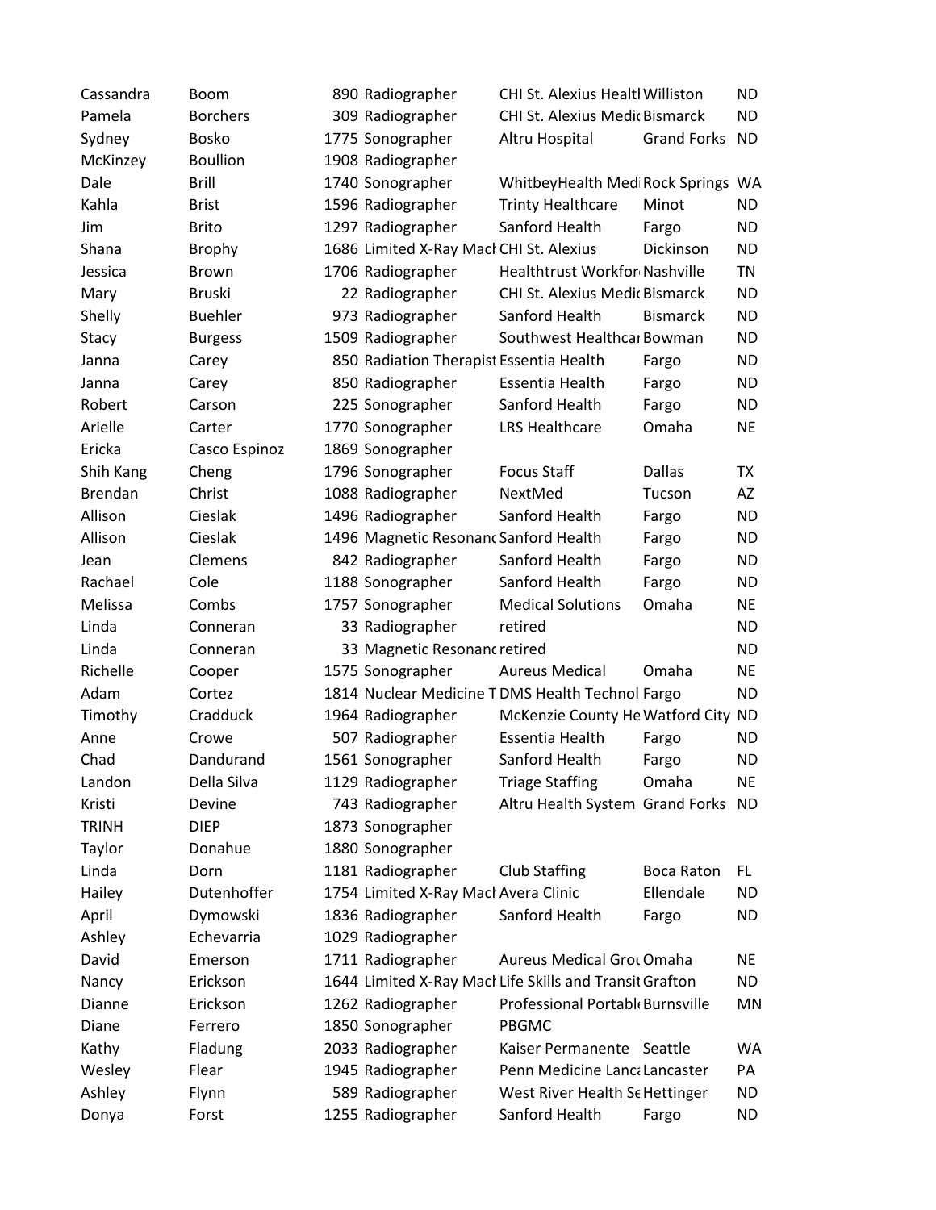| | | | | | | |
|---|---|---|---|---|---|---|
| Cassandra | Boom | 890 | Radiographer | CHI St. Alexius Healtl | Williston | ND |
| Pamela | Borchers | 309 | Radiographer | CHI St. Alexius Medic | Bismarck | ND |
| Sydney | Bosko | 1775 | Sonographer | Altru Hospital | Grand Forks | ND |
| McKinzey | Boullion | 1908 | Radiographer | | | |
| Dale | Brill | 1740 | Sonographer | WhitbeyHealth Medi | Rock Springs | WA |
| Kahla | Brist | 1596 | Radiographer | Trinty Healthcare | Minot | ND |
| Jim | Brito | 1297 | Radiographer | Sanford Health | Fargo | ND |
| Shana | Brophy | 1686 | Limited X-Ray Mach | CHI St. Alexius | Dickinson | ND |
| Jessica | Brown | 1706 | Radiographer | Healthtrust Workfor | Nashville | TN |
| Mary | Bruski | 22 | Radiographer | CHI St. Alexius Medic | Bismarck | ND |
| Shelly | Buehler | 973 | Radiographer | Sanford Health | Bismarck | ND |
| Stacy | Burgess | 1509 | Radiographer | Southwest Healthcar | Bowman | ND |
| Janna | Carey | 850 | Radiation Therapist | Essentia Health | Fargo | ND |
| Janna | Carey | 850 | Radiographer | Essentia Health | Fargo | ND |
| Robert | Carson | 225 | Sonographer | Sanford Health | Fargo | ND |
| Arielle | Carter | 1770 | Sonographer | LRS Healthcare | Omaha | NE |
| Ericka | Casco Espinoz | 1869 | Sonographer | | | |
| Shih Kang | Cheng | 1796 | Sonographer | Focus Staff | Dallas | TX |
| Brendan | Christ | 1088 | Radiographer | NextMed | Tucson | AZ |
| Allison | Cieslak | 1496 | Radiographer | Sanford Health | Fargo | ND |
| Allison | Cieslak | 1496 | Magnetic Resonanc | Sanford Health | Fargo | ND |
| Jean | Clemens | 842 | Radiographer | Sanford Health | Fargo | ND |
| Rachael | Cole | 1188 | Sonographer | Sanford Health | Fargo | ND |
| Melissa | Combs | 1757 | Sonographer | Medical Solutions | Omaha | NE |
| Linda | Conneran | 33 | Radiographer | retired | | ND |
| Linda | Conneran | 33 | Magnetic Resonanc | retired | | ND |
| Richelle | Cooper | 1575 | Sonographer | Aureus Medical | Omaha | NE |
| Adam | Cortez | 1814 | Nuclear Medicine T | DMS Health Technol | Fargo | ND |
| Timothy | Cradduck | 1964 | Radiographer | McKenzie County He | Watford City | ND |
| Anne | Crowe | 507 | Radiographer | Essentia Health | Fargo | ND |
| Chad | Dandurand | 1561 | Sonographer | Sanford Health | Fargo | ND |
| Landon | Della Silva | 1129 | Radiographer | Triage Staffing | Omaha | NE |
| Kristi | Devine | 743 | Radiographer | Altru Health System | Grand Forks | ND |
| TRINH | DIEP | 1873 | Sonographer | | | |
| Taylor | Donahue | 1880 | Sonographer | | | |
| Linda | Dorn | 1181 | Radiographer | Club Staffing | Boca Raton | FL |
| Hailey | Dutenhoffer | 1754 | Limited X-Ray Mach | Avera Clinic | Ellendale | ND |
| April | Dymowski | 1836 | Radiographer | Sanford Health | Fargo | ND |
| Ashley | Echevarria | 1029 | Radiographer | | | |
| David | Emerson | 1711 | Radiographer | Aureus Medical Grou | Omaha | NE |
| Nancy | Erickson | 1644 | Limited X-Ray Mach | Life Skills and Transit | Grafton | ND |
| Dianne | Erickson | 1262 | Radiographer | Professional Portabl | Burnsville | MN |
| Diane | Ferrero | 1850 | Sonographer | PBGMC | | |
| Kathy | Fladung | 2033 | Radiographer | Kaiser Permanente | Seattle | WA |
| Wesley | Flear | 1945 | Radiographer | Penn Medicine Lanca | Lancaster | PA |
| Ashley | Flynn | 589 | Radiographer | West River Health Se | Hettinger | ND |
| Donya | Forst | 1255 | Radiographer | Sanford Health | Fargo | ND |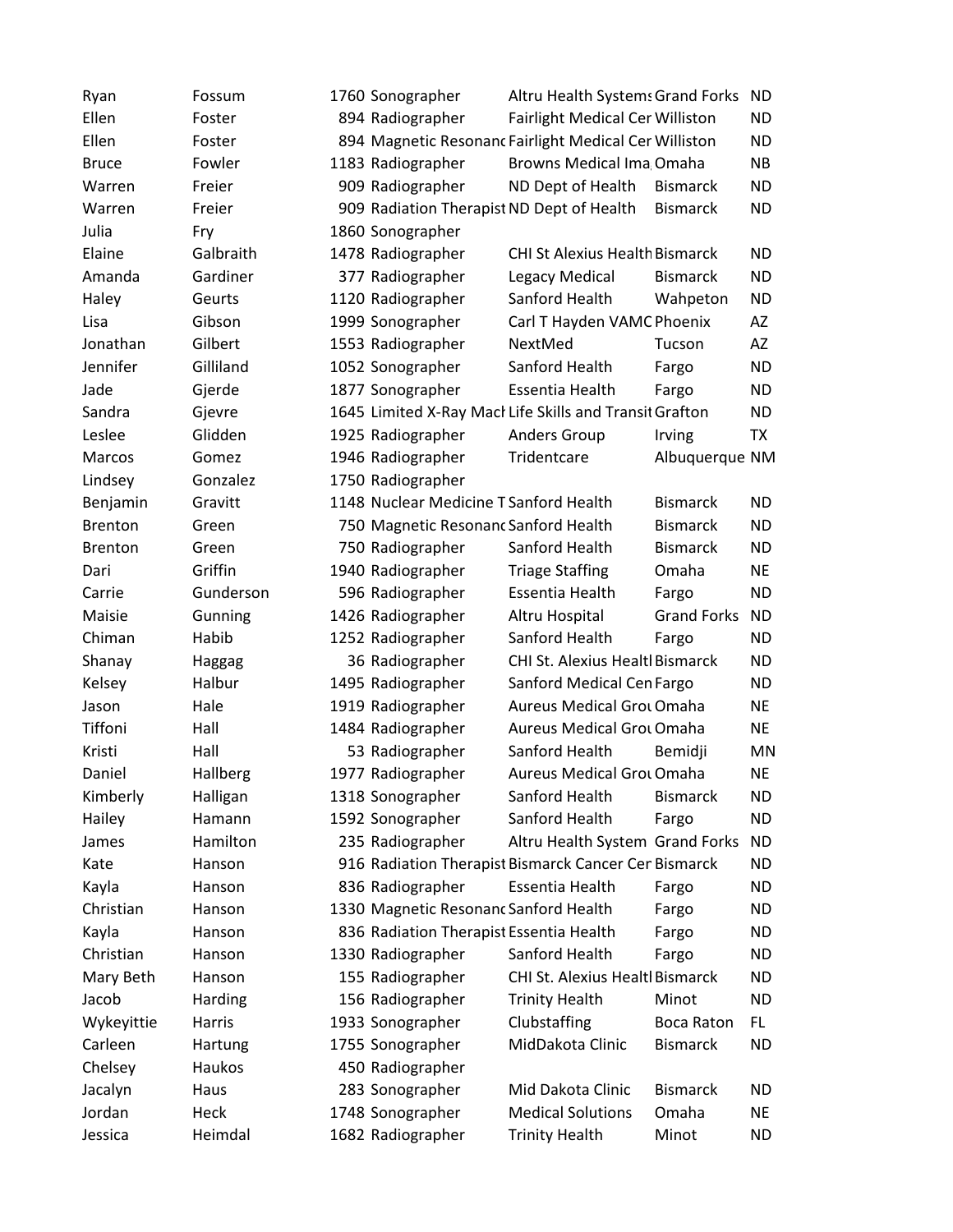| | | | | | | |
|---|---|---|---|---|---|---|
| Ryan | Fossum | 1760 | Sonographer | Altru Health Systems | Grand Forks | ND |
| Ellen | Foster | 894 | Radiographer | Fairlight Medical Cer | Williston | ND |
| Ellen | Foster | 894 | Magnetic Resonanc | Fairlight Medical Cer | Williston | ND |
| Bruce | Fowler | 1183 | Radiographer | Browns Medical Ima | Omaha | NB |
| Warren | Freier | 909 | Radiographer | ND Dept of Health | Bismarck | ND |
| Warren | Freier | 909 | Radiation Therapist | ND Dept of Health | Bismarck | ND |
| Julia | Fry | 1860 | Sonographer | | | |
| Elaine | Galbraith | 1478 | Radiographer | CHI St Alexius Health | Bismarck | ND |
| Amanda | Gardiner | 377 | Radiographer | Legacy Medical | Bismarck | ND |
| Haley | Geurts | 1120 | Radiographer | Sanford Health | Wahpeton | ND |
| Lisa | Gibson | 1999 | Sonographer | Carl T Hayden VAMC | Phoenix | AZ |
| Jonathan | Gilbert | 1553 | Radiographer | NextMed | Tucson | AZ |
| Jennifer | Gilliland | 1052 | Sonographer | Sanford Health | Fargo | ND |
| Jade | Gjerde | 1877 | Sonographer | Essentia Health | Fargo | ND |
| Sandra | Gjevre | 1645 | Limited X-Ray Mach | Life Skills and Transit | Grafton | ND |
| Leslee | Glidden | 1925 | Radiographer | Anders Group | Irving | TX |
| Marcos | Gomez | 1946 | Radiographer | Tridentcare | Albuquerque | NM |
| Lindsey | Gonzalez | 1750 | Radiographer | | | |
| Benjamin | Gravitt | 1148 | Nuclear Medicine T | Sanford Health | Bismarck | ND |
| Brenton | Green | 750 | Magnetic Resonanc | Sanford Health | Bismarck | ND |
| Brenton | Green | 750 | Radiographer | Sanford Health | Bismarck | ND |
| Dari | Griffin | 1940 | Radiographer | Triage Staffing | Omaha | NE |
| Carrie | Gunderson | 596 | Radiographer | Essentia Health | Fargo | ND |
| Maisie | Gunning | 1426 | Radiographer | Altru Hospital | Grand Forks | ND |
| Chiman | Habib | 1252 | Radiographer | Sanford Health | Fargo | ND |
| Shanay | Haggag | 36 | Radiographer | CHI St. Alexius Healtl | Bismarck | ND |
| Kelsey | Halbur | 1495 | Radiographer | Sanford Medical Cen | Fargo | ND |
| Jason | Hale | 1919 | Radiographer | Aureus Medical Grou | Omaha | NE |
| Tiffoni | Hall | 1484 | Radiographer | Aureus Medical Grou | Omaha | NE |
| Kristi | Hall | 53 | Radiographer | Sanford Health | Bemidji | MN |
| Daniel | Hallberg | 1977 | Radiographer | Aureus Medical Grou | Omaha | NE |
| Kimberly | Halligan | 1318 | Sonographer | Sanford Health | Bismarck | ND |
| Hailey | Hamann | 1592 | Sonographer | Sanford Health | Fargo | ND |
| James | Hamilton | 235 | Radiographer | Altru Health System | Grand Forks | ND |
| Kate | Hanson | 916 | Radiation Therapist | Bismarck Cancer Cer | Bismarck | ND |
| Kayla | Hanson | 836 | Radiographer | Essentia Health | Fargo | ND |
| Christian | Hanson | 1330 | Magnetic Resonanc | Sanford Health | Fargo | ND |
| Kayla | Hanson | 836 | Radiation Therapist | Essentia Health | Fargo | ND |
| Christian | Hanson | 1330 | Radiographer | Sanford Health | Fargo | ND |
| Mary Beth | Hanson | 155 | Radiographer | CHI St. Alexius Healtl | Bismarck | ND |
| Jacob | Harding | 156 | Radiographer | Trinity Health | Minot | ND |
| Wykeyittie | Harris | 1933 | Sonographer | Clubstaffing | Boca Raton | FL |
| Carleen | Hartung | 1755 | Sonographer | MidDakota Clinic | Bismarck | ND |
| Chelsey | Haukos | 450 | Radiographer | | | |
| Jacalyn | Haus | 283 | Sonographer | Mid Dakota Clinic | Bismarck | ND |
| Jordan | Heck | 1748 | Sonographer | Medical Solutions | Omaha | NE |
| Jessica | Heimdal | 1682 | Radiographer | Trinity Health | Minot | ND |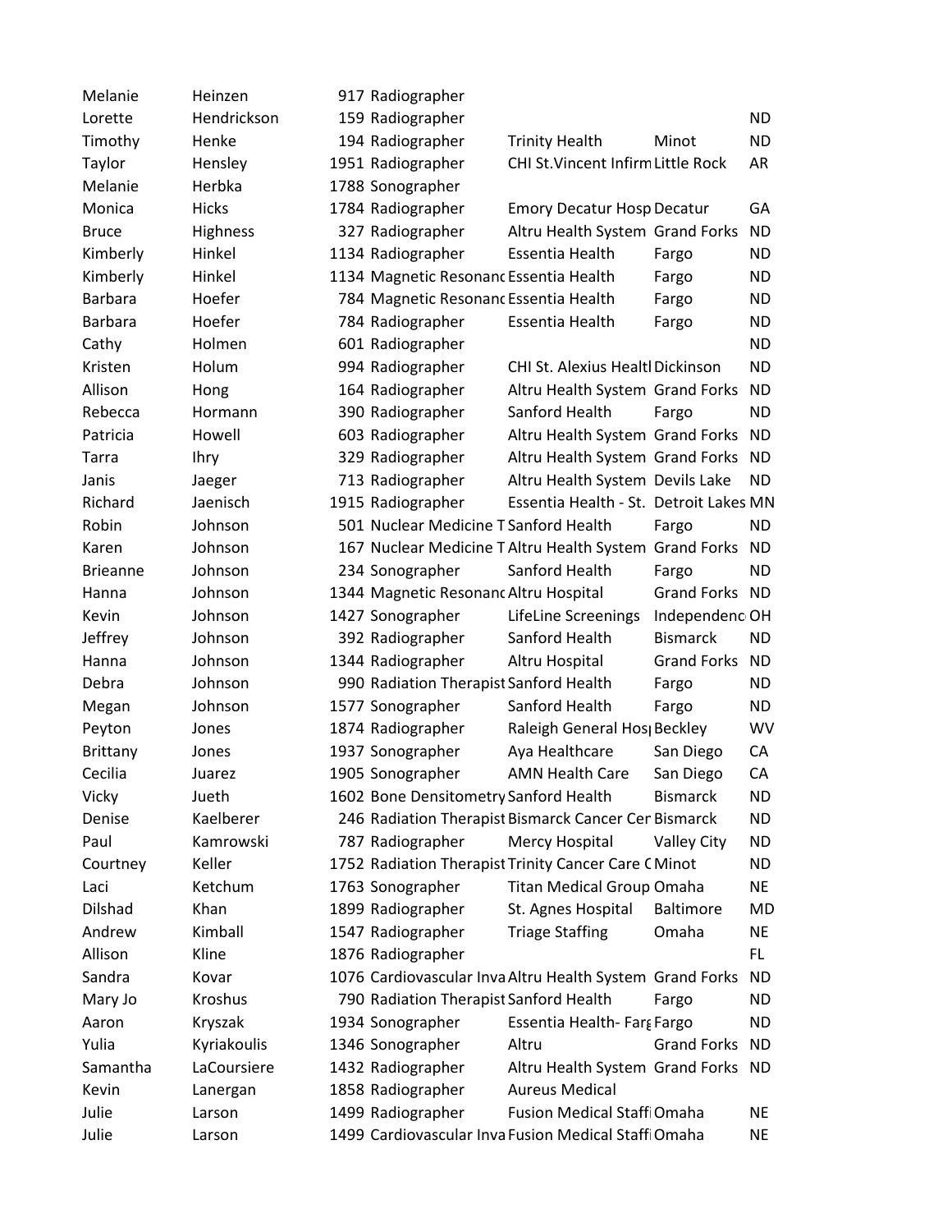| | | | | | | |
|---|---|---|---|---|---|---|
| Melanie | Heinzen | 917 | Radiographer | | | |
| Lorette | Hendrickson | 159 | Radiographer | | | ND |
| Timothy | Henke | 194 | Radiographer | Trinity Health | Minot | ND |
| Taylor | Hensley | 1951 | Radiographer | CHI St.Vincent Infirm | Little Rock | AR |
| Melanie | Herbka | 1788 | Sonographer | | | |
| Monica | Hicks | 1784 | Radiographer | Emory Decatur Hosp | Decatur | GA |
| Bruce | Highness | 327 | Radiographer | Altru Health System | Grand Forks | ND |
| Kimberly | Hinkel | 1134 | Radiographer | Essentia Health | Fargo | ND |
| Kimberly | Hinkel | 1134 | Magnetic Resonanc | Essentia Health | Fargo | ND |
| Barbara | Hoefer | 784 | Magnetic Resonanc | Essentia Health | Fargo | ND |
| Barbara | Hoefer | 784 | Radiographer | Essentia Health | Fargo | ND |
| Cathy | Holmen | 601 | Radiographer | | | ND |
| Kristen | Holum | 994 | Radiographer | CHI St. Alexius Healtl | Dickinson | ND |
| Allison | Hong | 164 | Radiographer | Altru Health System | Grand Forks | ND |
| Rebecca | Hormann | 390 | Radiographer | Sanford Health | Fargo | ND |
| Patricia | Howell | 603 | Radiographer | Altru Health System | Grand Forks | ND |
| Tarra | Ihry | 329 | Radiographer | Altru Health System | Grand Forks | ND |
| Janis | Jaeger | 713 | Radiographer | Altru Health System | Devils Lake | ND |
| Richard | Jaenisch | 1915 | Radiographer | Essentia Health - St. | Detroit Lakes | MN |
| Robin | Johnson | 501 | Nuclear Medicine T | Sanford Health | Fargo | ND |
| Karen | Johnson | 167 | Nuclear Medicine T | Altru Health System | Grand Forks | ND |
| Brieanne | Johnson | 234 | Sonographer | Sanford Health | Fargo | ND |
| Hanna | Johnson | 1344 | Magnetic Resonanc | Altru Hospital | Grand Forks | ND |
| Kevin | Johnson | 1427 | Sonographer | LifeLine Screenings | Independenc | OH |
| Jeffrey | Johnson | 392 | Radiographer | Sanford Health | Bismarck | ND |
| Hanna | Johnson | 1344 | Radiographer | Altru Hospital | Grand Forks | ND |
| Debra | Johnson | 990 | Radiation Therapist | Sanford Health | Fargo | ND |
| Megan | Johnson | 1577 | Sonographer | Sanford Health | Fargo | ND |
| Peyton | Jones | 1874 | Radiographer | Raleigh General Hos | Beckley | WV |
| Brittany | Jones | 1937 | Sonographer | Aya Healthcare | San Diego | CA |
| Cecilia | Juarez | 1905 | Sonographer | AMN Health Care | San Diego | CA |
| Vicky | Jueth | 1602 | Bone Densitometry | Sanford Health | Bismarck | ND |
| Denise | Kaelberer | 246 | Radiation Therapist | Bismarck Cancer Cer | Bismarck | ND |
| Paul | Kamrowski | 787 | Radiographer | Mercy Hospital | Valley City | ND |
| Courtney | Keller | 1752 | Radiation Therapist | Trinity Cancer Care ( | Minot | ND |
| Laci | Ketchum | 1763 | Sonographer | Titan Medical Group | Omaha | NE |
| Dilshad | Khan | 1899 | Radiographer | St. Agnes Hospital | Baltimore | MD |
| Andrew | Kimball | 1547 | Radiographer | Triage Staffing | Omaha | NE |
| Allison | Kline | 1876 | Radiographer | | | FL |
| Sandra | Kovar | 1076 | Cardiovascular Inva | Altru Health System | Grand Forks | ND |
| Mary Jo | Kroshus | 790 | Radiation Therapist | Sanford Health | Fargo | ND |
| Aaron | Kryszak | 1934 | Sonographer | Essentia Health- Farg | Fargo | ND |
| Yulia | Kyriakoulis | 1346 | Sonographer | Altru | Grand Forks | ND |
| Samantha | LaCoursiere | 1432 | Radiographer | Altru Health System | Grand Forks | ND |
| Kevin | Lanergan | 1858 | Radiographer | Aureus Medical | | |
| Julie | Larson | 1499 | Radiographer | Fusion Medical Staffi | Omaha | NE |
| Julie | Larson | 1499 | Cardiovascular Inva | Fusion Medical Staffi | Omaha | NE |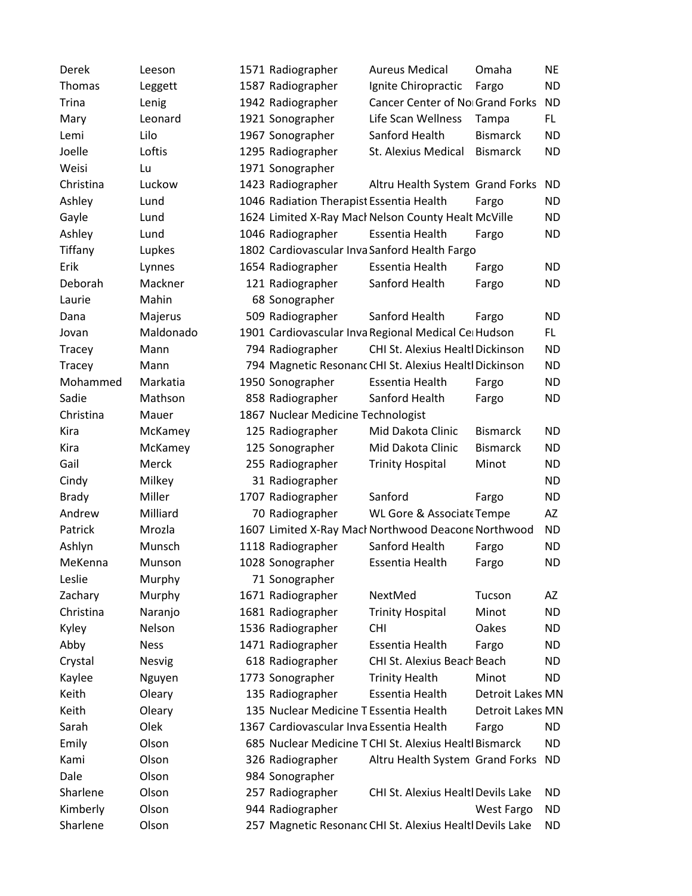| | | | | | | |
|---|---|---|---|---|---|---|
| Derek | Leeson | 1571 | Radiographer | Aureus Medical | Omaha | NE |
| Thomas | Leggett | 1587 | Radiographer | Ignite Chiropractic | Fargo | ND |
| Trina | Lenig | 1942 | Radiographer | Cancer Center of No | Grand Forks | ND |
| Mary | Leonard | 1921 | Sonographer | Life Scan Wellness | Tampa | FL |
| Lemi | Lilo | 1967 | Sonographer | Sanford Health | Bismarck | ND |
| Joelle | Loftis | 1295 | Radiographer | St. Alexius Medical | Bismarck | ND |
| Weisi | Lu | 1971 | Sonographer | | | |
| Christina | Luckow | 1423 | Radiographer | Altru Health System | Grand Forks | ND |
| Ashley | Lund | 1046 | Radiation Therapist | Essentia Health | Fargo | ND |
| Gayle | Lund | 1624 | Limited X-Ray Mach | Nelson County Healt | McVille | ND |
| Ashley | Lund | 1046 | Radiographer | Essentia Health | Fargo | ND |
| Tiffany | Lupkes | 1802 | Cardiovascular Inva | Sanford Health Fargo | | |
| Erik | Lynnes | 1654 | Radiographer | Essentia Health | Fargo | ND |
| Deborah | Mackner | 121 | Radiographer | Sanford Health | Fargo | ND |
| Laurie | Mahin | 68 | Sonographer | | | |
| Dana | Majerus | 509 | Radiographer | Sanford Health | Fargo | ND |
| Jovan | Maldonado | 1901 | Cardiovascular Inva | Regional Medical Ce | Hudson | FL |
| Tracey | Mann | 794 | Radiographer | CHI St. Alexius Healt | Dickinson | ND |
| Tracey | Mann | 794 | Magnetic Resonanc | CHI St. Alexius Healt | Dickinson | ND |
| Mohammed | Markatia | 1950 | Sonographer | Essentia Health | Fargo | ND |
| Sadie | Mathson | 858 | Radiographer | Sanford Health | Fargo | ND |
| Christina | Mauer | 1867 | Nuclear Medicine Technologist | | | |
| Kira | McKamey | 125 | Radiographer | Mid Dakota Clinic | Bismarck | ND |
| Kira | McKamey | 125 | Sonographer | Mid Dakota Clinic | Bismarck | ND |
| Gail | Merck | 255 | Radiographer | Trinity Hospital | Minot | ND |
| Cindy | Milkey | 31 | Radiographer | | | ND |
| Brady | Miller | 1707 | Radiographer | Sanford | Fargo | ND |
| Andrew | Milliard | 70 | Radiographer | WL Gore & Associate | Tempe | AZ |
| Patrick | Mrozla | 1607 | Limited X-Ray Mach | Northwood Deacone | Northwood | ND |
| Ashlyn | Munsch | 1118 | Radiographer | Sanford Health | Fargo | ND |
| MeKenna | Munson | 1028 | Sonographer | Essentia Health | Fargo | ND |
| Leslie | Murphy | 71 | Sonographer | | | |
| Zachary | Murphy | 1671 | Radiographer | NextMed | Tucson | AZ |
| Christina | Naranjo | 1681 | Radiographer | Trinity Hospital | Minot | ND |
| Kyley | Nelson | 1536 | Radiographer | CHI | Oakes | ND |
| Abby | Ness | 1471 | Radiographer | Essentia Health | Fargo | ND |
| Crystal | Nesvig | 618 | Radiographer | CHI St. Alexius Beach | Beach | ND |
| Kaylee | Nguyen | 1773 | Sonographer | Trinity Health | Minot | ND |
| Keith | Oleary | 135 | Radiographer | Essentia Health | Detroit Lakes | MN |
| Keith | Oleary | 135 | Nuclear Medicine T | Essentia Health | Detroit Lakes | MN |
| Sarah | Olek | 1367 | Cardiovascular Inva | Essentia Health | Fargo | ND |
| Emily | Olson | 685 | Nuclear Medicine T | CHI St. Alexius Healt | Bismarck | ND |
| Kami | Olson | 326 | Radiographer | Altru Health System | Grand Forks | ND |
| Dale | Olson | 984 | Sonographer | | | |
| Sharlene | Olson | 257 | Radiographer | CHI St. Alexius Healt | Devils Lake | ND |
| Kimberly | Olson | 944 | Radiographer | | West Fargo | ND |
| Sharlene | Olson | 257 | Magnetic Resonanc | CHI St. Alexius Healt | Devils Lake | ND |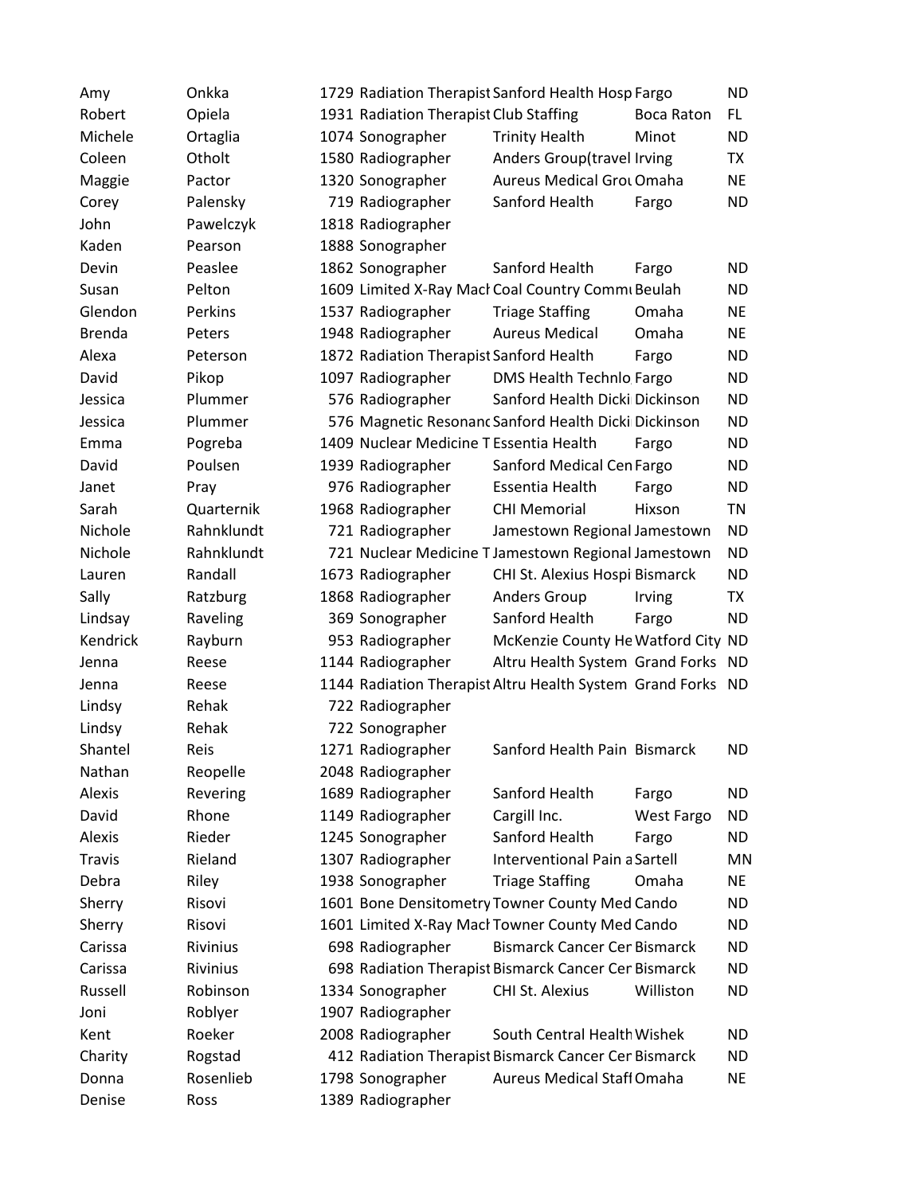| | | | | | | |
|---|---|---|---|---|---|---|
| Amy | Onkka | 1729 | Radiation Therapist | Sanford Health Hosp | Fargo | ND |
| Robert | Opiela | 1931 | Radiation Therapist | Club Staffing | Boca Raton | FL |
| Michele | Ortaglia | 1074 | Sonographer | Trinity Health | Minot | ND |
| Coleen | Otholt | 1580 | Radiographer | Anders Group(travel | Irving | TX |
| Maggie | Pactor | 1320 | Sonographer | Aureus Medical Grou | Omaha | NE |
| Corey | Palensky | 719 | Radiographer | Sanford Health | Fargo | ND |
| John | Pawelczyk | 1818 | Radiographer | | | |
| Kaden | Pearson | 1888 | Sonographer | | | |
| Devin | Peaslee | 1862 | Sonographer | Sanford Health | Fargo | ND |
| Susan | Pelton | 1609 | Limited X-Ray Mach | Coal Country Commu | Beulah | ND |
| Glendon | Perkins | 1537 | Radiographer | Triage Staffing | Omaha | NE |
| Brenda | Peters | 1948 | Radiographer | Aureus Medical | Omaha | NE |
| Alexa | Peterson | 1872 | Radiation Therapist | Sanford Health | Fargo | ND |
| David | Pikop | 1097 | Radiographer | DMS Health Technolo | Fargo | ND |
| Jessica | Plummer | 576 | Radiographer | Sanford Health Dicki | Dickinson | ND |
| Jessica | Plummer | 576 | Magnetic Resonanc | Sanford Health Dicki | Dickinson | ND |
| Emma | Pogreba | 1409 | Nuclear Medicine T | Essentia Health | Fargo | ND |
| David | Poulsen | 1939 | Radiographer | Sanford Medical Cen | Fargo | ND |
| Janet | Pray | 976 | Radiographer | Essentia Health | Fargo | ND |
| Sarah | Quarternik | 1968 | Radiographer | CHI Memorial | Hixson | TN |
| Nichole | Rahnklundt | 721 | Radiographer | Jamestown Regional | Jamestown | ND |
| Nichole | Rahnklundt | 721 | Nuclear Medicine T | Jamestown Regional | Jamestown | ND |
| Lauren | Randall | 1673 | Radiographer | CHI St. Alexius Hospi | Bismarck | ND |
| Sally | Ratzburg | 1868 | Radiographer | Anders Group | Irving | TX |
| Lindsay | Raveling | 369 | Sonographer | Sanford Health | Fargo | ND |
| Kendrick | Rayburn | 953 | Radiographer | McKenzie County He | Watford City | ND |
| Jenna | Reese | 1144 | Radiographer | Altru Health System | Grand Forks | ND |
| Jenna | Reese | 1144 | Radiation Therapist | Altru Health System | Grand Forks | ND |
| Lindsy | Rehak | 722 | Radiographer | | | |
| Lindsy | Rehak | 722 | Sonographer | | | |
| Shantel | Reis | 1271 | Radiographer | Sanford Health Pain | Bismarck | ND |
| Nathan | Reopelle | 2048 | Radiographer | | | |
| Alexis | Revering | 1689 | Radiographer | Sanford Health | Fargo | ND |
| David | Rhone | 1149 | Radiographer | Cargill Inc. | West Fargo | ND |
| Alexis | Rieder | 1245 | Sonographer | Sanford Health | Fargo | ND |
| Travis | Rieland | 1307 | Radiographer | Interventional Pain a | Sartell | MN |
| Debra | Riley | 1938 | Sonographer | Triage Staffing | Omaha | NE |
| Sherry | Risovi | 1601 | Bone Densitometry | Towner County Med | Cando | ND |
| Sherry | Risovi | 1601 | Limited X-Ray Mach | Towner County Med | Cando | ND |
| Carissa | Rivinius | 698 | Radiographer | Bismarck Cancer Cen | Bismarck | ND |
| Carissa | Rivinius | 698 | Radiation Therapist | Bismarck Cancer Cen | Bismarck | ND |
| Russell | Robinson | 1334 | Sonographer | CHI St. Alexius | Williston | ND |
| Joni | Roblyer | 1907 | Radiographer | | | |
| Kent | Roeker | 2008 | Radiographer | South Central Health | Wishek | ND |
| Charity | Rogstad | 412 | Radiation Therapist | Bismarck Cancer Cen | Bismarck | ND |
| Donna | Rosenlieb | 1798 | Sonographer | Aureus Medical Staff | Omaha | NE |
| Denise | Ross | 1389 | Radiographer | | | |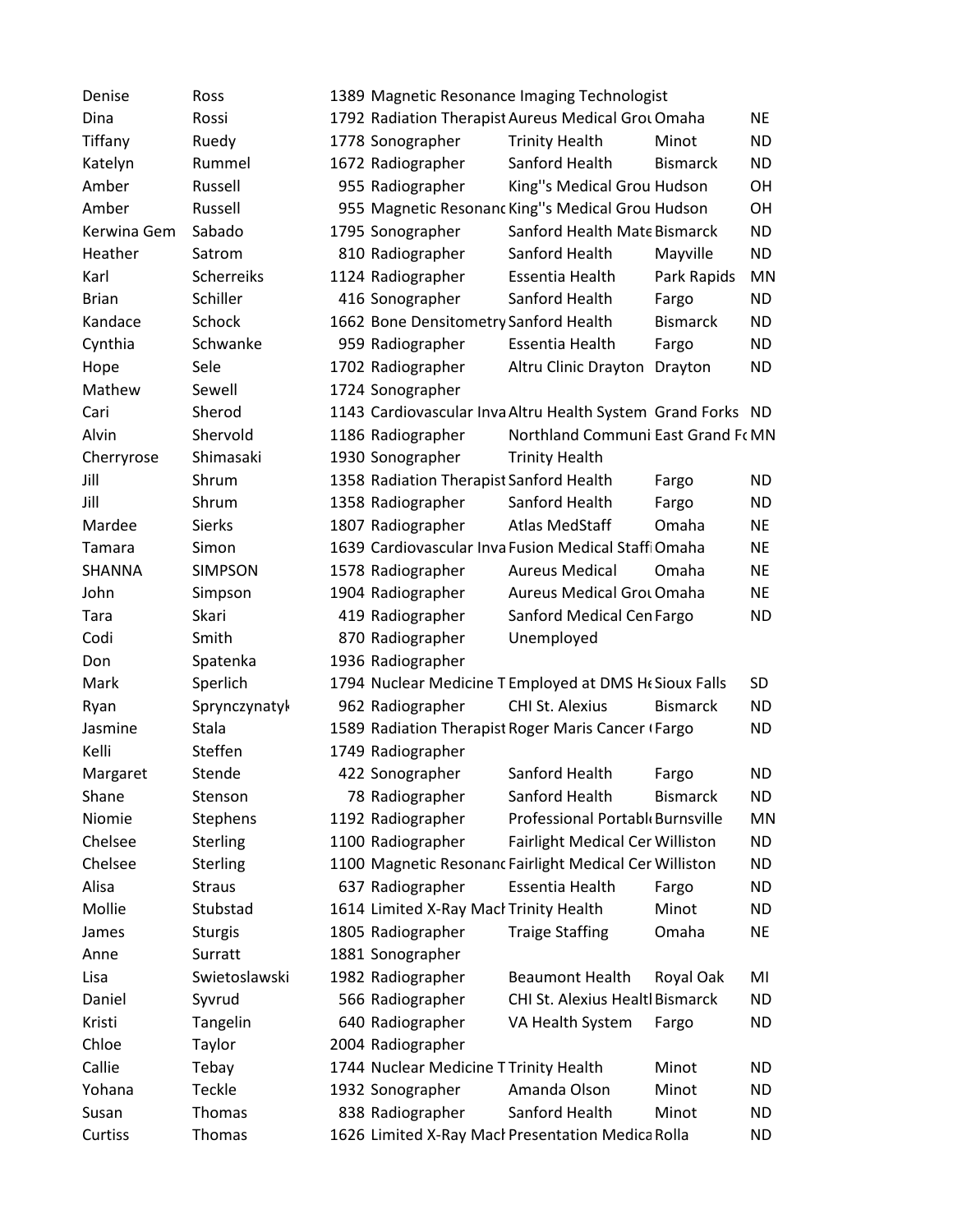| | | | | | | |
|---|---|---|---|---|---|---|
| Denise | Ross | 1389 | Magnetic Resonance Imaging Technologist | | | |
| Dina | Rossi | 1792 | Radiation Therapist | Aureus Medical Grou | Omaha | NE |
| Tiffany | Ruedy | 1778 | Sonographer | Trinity Health | Minot | ND |
| Katelyn | Rummel | 1672 | Radiographer | Sanford Health | Bismarck | ND |
| Amber | Russell | 955 | Radiographer | King''s Medical Grou | Hudson | OH |
| Amber | Russell | 955 | Magnetic Resonanc | King''s Medical Grou | Hudson | OH |
| Kerwina Gem | Sabado | 1795 | Sonographer | Sanford Health Mate | Bismarck | ND |
| Heather | Satrom | 810 | Radiographer | Sanford Health | Mayville | ND |
| Karl | Scherreiks | 1124 | Radiographer | Essentia Health | Park Rapids | MN |
| Brian | Schiller | 416 | Sonographer | Sanford Health | Fargo | ND |
| Kandace | Schock | 1662 | Bone Densitometry | Sanford Health | Bismarck | ND |
| Cynthia | Schwanke | 959 | Radiographer | Essentia Health | Fargo | ND |
| Hope | Sele | 1702 | Radiographer | Altru Clinic Drayton | Drayton | ND |
| Mathew | Sewell | 1724 | Sonographer | | | |
| Cari | Sherod | 1143 | Cardiovascular Inva | Altru Health System | Grand Forks | ND |
| Alvin | Shervold | 1186 | Radiographer | Northland Communi | East Grand Fo | MN |
| Cherryrose | Shimasaki | 1930 | Sonographer | Trinity Health | | |
| Jill | Shrum | 1358 | Radiation Therapist | Sanford Health | Fargo | ND |
| Jill | Shrum | 1358 | Radiographer | Sanford Health | Fargo | ND |
| Mardee | Sierks | 1807 | Radiographer | Atlas MedStaff | Omaha | NE |
| Tamara | Simon | 1639 | Cardiovascular Inva | Fusion Medical Staffi | Omaha | NE |
| SHANNA | SIMPSON | 1578 | Radiographer | Aureus Medical | Omaha | NE |
| John | Simpson | 1904 | Radiographer | Aureus Medical Grou | Omaha | NE |
| Tara | Skari | 419 | Radiographer | Sanford Medical Cen | Fargo | ND |
| Codi | Smith | 870 | Radiographer | Unemployed | | |
| Don | Spatenka | 1936 | Radiographer | | | |
| Mark | Sperlich | 1794 | Nuclear Medicine T | Employed at DMS He | Sioux Falls | SD |
| Ryan | Sprynczynatyk | 962 | Radiographer | CHI St. Alexius | Bismarck | ND |
| Jasmine | Stala | 1589 | Radiation Therapist | Roger Maris Cancer ( | Fargo | ND |
| Kelli | Steffen | 1749 | Radiographer | | | |
| Margaret | Stende | 422 | Sonographer | Sanford Health | Fargo | ND |
| Shane | Stenson | 78 | Radiographer | Sanford Health | Bismarck | ND |
| Niomie | Stephens | 1192 | Radiographer | Professional Portabl | Burnsville | MN |
| Chelsee | Sterling | 1100 | Radiographer | Fairlight Medical Cer | Williston | ND |
| Chelsee | Sterling | 1100 | Magnetic Resonanc | Fairlight Medical Cer | Williston | ND |
| Alisa | Straus | 637 | Radiographer | Essentia Health | Fargo | ND |
| Mollie | Stubstad | 1614 | Limited X-Ray Mach | Trinity Health | Minot | ND |
| James | Sturgis | 1805 | Radiographer | Traige Staffing | Omaha | NE |
| Anne | Surratt | 1881 | Sonographer | | | |
| Lisa | Swietoslawski | 1982 | Radiographer | Beaumont Health | Royal Oak | MI |
| Daniel | Syvrud | 566 | Radiographer | CHI St. Alexius Healt | Bismarck | ND |
| Kristi | Tangelin | 640 | Radiographer | VA Health System | Fargo | ND |
| Chloe | Taylor | 2004 | Radiographer | | | |
| Callie | Tebay | 1744 | Nuclear Medicine T | Trinity Health | Minot | ND |
| Yohana | Teckle | 1932 | Sonographer | Amanda Olson | Minot | ND |
| Susan | Thomas | 838 | Radiographer | Sanford Health | Minot | ND |
| Curtiss | Thomas | 1626 | Limited X-Ray Mach | Presentation Medica | Rolla | ND |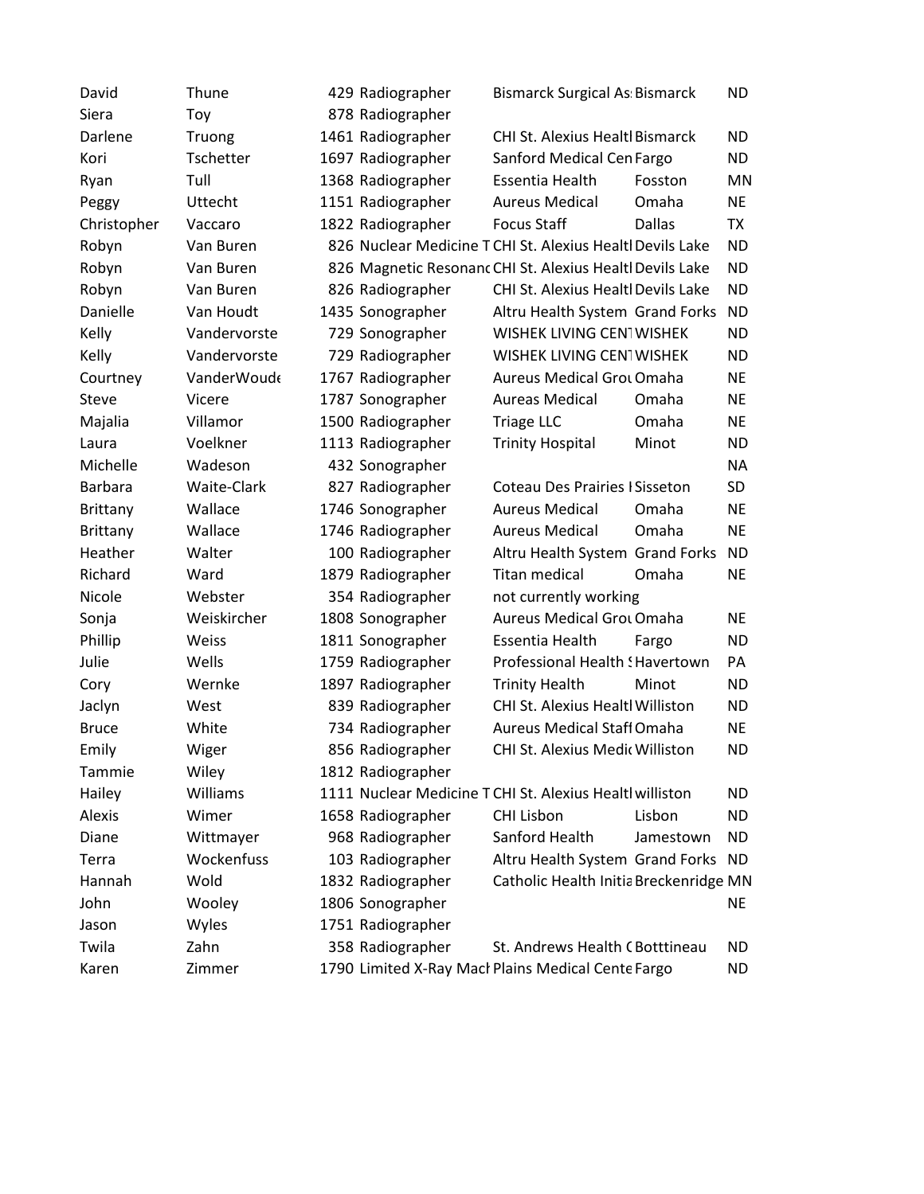| | | | | | | |
|---|---|---|---|---|---|---|
| David | Thune | 429 | Radiographer | Bismarck Surgical As | Bismarck | ND |
| Siera | Toy | 878 | Radiographer | | | |
| Darlene | Truong | 1461 | Radiographer | CHI St. Alexius Healtl | Bismarck | ND |
| Kori | Tschetter | 1697 | Radiographer | Sanford Medical Cen | Fargo | ND |
| Ryan | Tull | 1368 | Radiographer | Essentia Health | Fosston | MN |
| Peggy | Uttecht | 1151 | Radiographer | Aureus Medical | Omaha | NE |
| Christopher | Vaccaro | 1822 | Radiographer | Focus Staff | Dallas | TX |
| Robyn | Van Buren | 826 | Nuclear Medicine T | CHI St. Alexius Healtl | Devils Lake | ND |
| Robyn | Van Buren | 826 | Magnetic Resonanc | CHI St. Alexius Healtl | Devils Lake | ND |
| Robyn | Van Buren | 826 | Radiographer | CHI St. Alexius Healtl | Devils Lake | ND |
| Danielle | Van Houdt | 1435 | Sonographer | Altru Health System | Grand Forks | ND |
| Kelly | Vandervorste | 729 | Sonographer | WISHEK LIVING CENT | WISHEK | ND |
| Kelly | Vandervorste | 729 | Radiographer | WISHEK LIVING CENT | WISHEK | ND |
| Courtney | VanderWoude | 1767 | Radiographer | Aureus Medical Grou | Omaha | NE |
| Steve | Vicere | 1787 | Sonographer | Aureas Medical | Omaha | NE |
| Majalia | Villamor | 1500 | Radiographer | Triage LLC | Omaha | NE |
| Laura | Voelkner | 1113 | Radiographer | Trinity Hospital | Minot | ND |
| Michelle | Wadeson | 432 | Sonographer | | | NA |
| Barbara | Waite-Clark | 827 | Radiographer | Coteau Des Prairies I | Sisseton | SD |
| Brittany | Wallace | 1746 | Sonographer | Aureus Medical | Omaha | NE |
| Brittany | Wallace | 1746 | Radiographer | Aureus Medical | Omaha | NE |
| Heather | Walter | 100 | Radiographer | Altru Health System | Grand Forks | ND |
| Richard | Ward | 1879 | Radiographer | Titan medical | Omaha | NE |
| Nicole | Webster | 354 | Radiographer | not currently working | | |
| Sonja | Weiskircher | 1808 | Sonographer | Aureus Medical Grou | Omaha | NE |
| Phillip | Weiss | 1811 | Sonographer | Essentia Health | Fargo | ND |
| Julie | Wells | 1759 | Radiographer | Professional Health S | Havertown | PA |
| Cory | Wernke | 1897 | Radiographer | Trinity Health | Minot | ND |
| Jaclyn | West | 839 | Radiographer | CHI St. Alexius Healtl | Williston | ND |
| Bruce | White | 734 | Radiographer | Aureus Medical Staff | Omaha | NE |
| Emily | Wiger | 856 | Radiographer | CHI St. Alexius Medic | Williston | ND |
| Tammie | Wiley | 1812 | Radiographer | | | |
| Hailey | Williams | 1111 | Nuclear Medicine T | CHI St. Alexius Healtl | williston | ND |
| Alexis | Wimer | 1658 | Radiographer | CHI Lisbon | Lisbon | ND |
| Diane | Wittmayer | 968 | Radiographer | Sanford Health | Jamestown | ND |
| Terra | Wockenfuss | 103 | Radiographer | Altru Health System | Grand Forks | ND |
| Hannah | Wold | 1832 | Radiographer | Catholic Health Initia | Breckenridge | MN |
| John | Wooley | 1806 | Sonographer | | | NE |
| Jason | Wyles | 1751 | Radiographer | | | |
| Twila | Zahn | 358 | Radiographer | St. Andrews Health ( | Botttineau | ND |
| Karen | Zimmer | 1790 | Limited X-Ray Mach | Plains Medical Cente | Fargo | ND |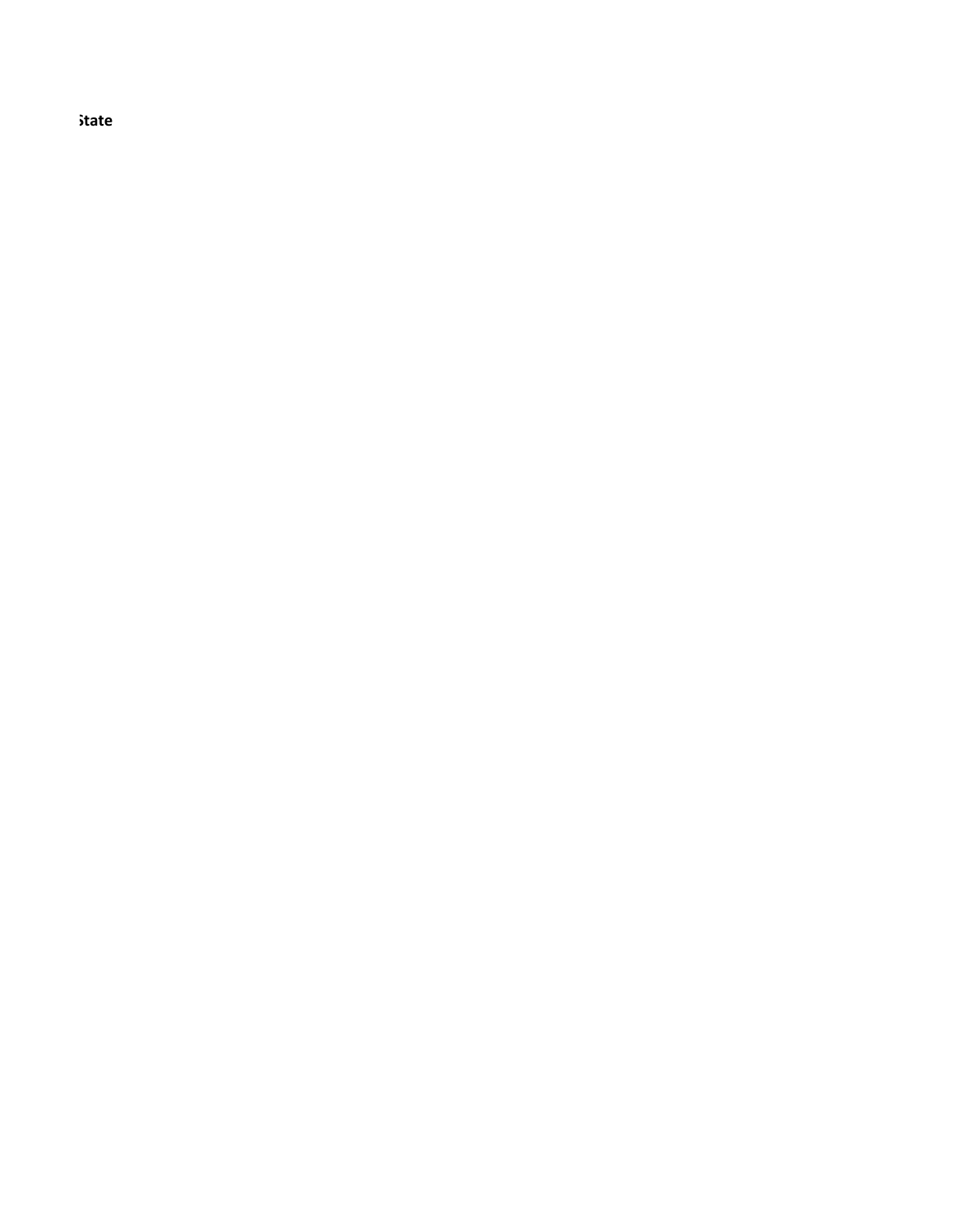**State**